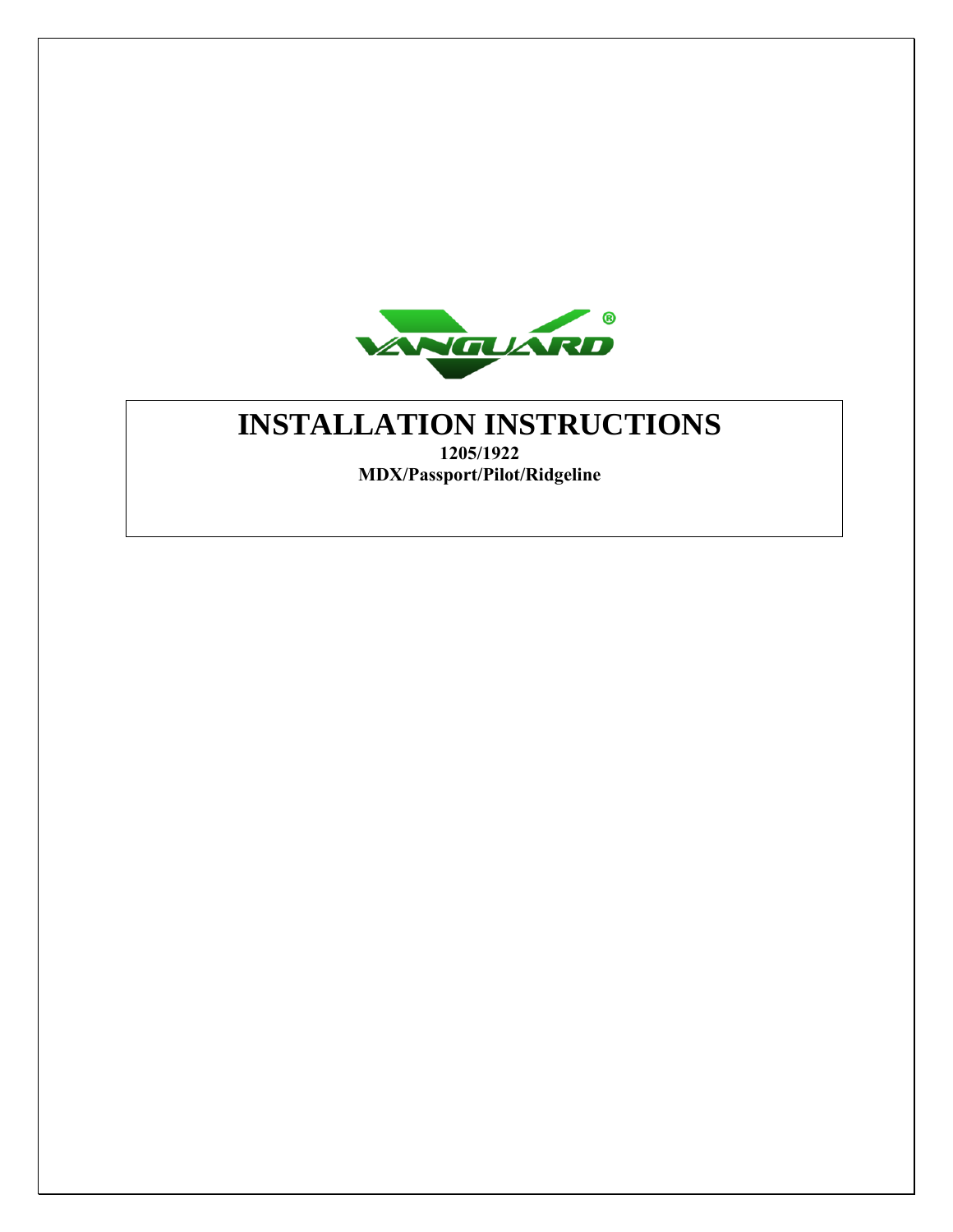VANGUARD®

# INSTALLATION INSTRUCTIONS

**1205/1922**

**MDX/Passport/Pilot/Ridgeline**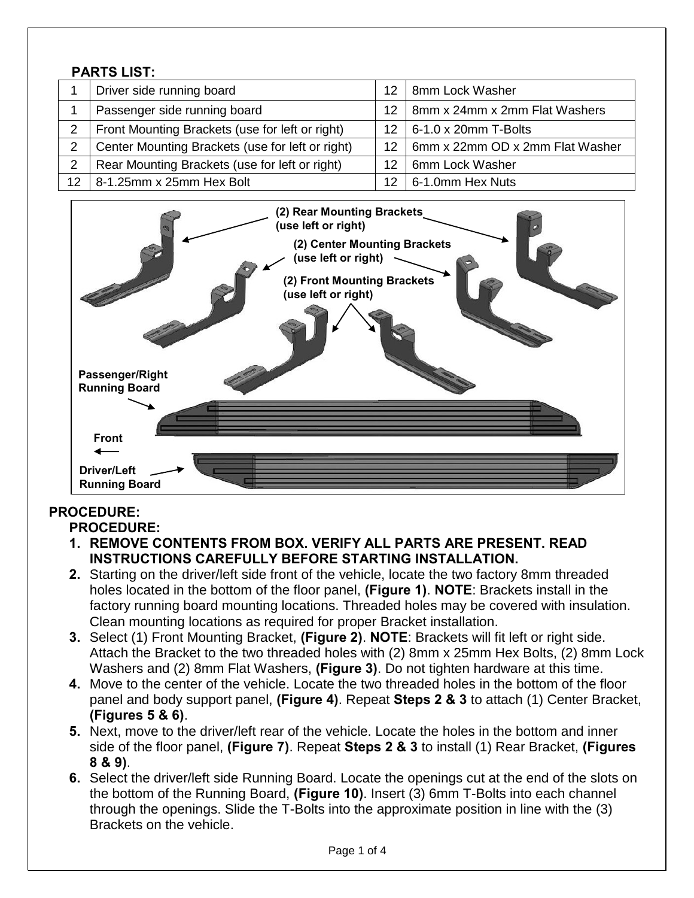**PARTS LIST:**

| | | | |
|---|---|---|---|
| 1 | Driver side running board | 12 | 8mm Lock Washer |
| 1 | Passenger side running board | 12 | 8mm x 24mm x 2mm Flat Washers |
| 2 | Front Mounting Brackets (use for left or right) | 12 | 6-1.0 x 20mm T-Bolts |
| 2 | Center Mounting Brackets (use for left or right) | 12 | 6mm x 22mm OD x 2mm Flat Washer |
| 2 | Rear Mounting Brackets (use for left or right) | 12 | 6mm Lock Washer |
| 12 | 8-1.25mm x 25mm Hex Bolt | 12 | 6-1.0mm Hex Nuts |

(2) Rear Mounting Brackets (use left or right)

(2) Center Mounting Brackets (use left or right)

(2) Front Mounting Brackets (use left or right)

Passenger/Right Running Board

Front

Driver/Left Running Board

**PROCEDURE:**

**PROCEDURE:**

1. **REMOVE CONTENTS FROM BOX. VERIFY ALL PARTS ARE PRESENT. READ INSTRUCTIONS CAREFULLY BEFORE STARTING INSTALLATION.**
2. Starting on the driver/left side front of the vehicle, locate the two factory 8mm threaded holes located in the bottom of the floor panel, **(Figure 1)**. **NOTE**: Brackets install in the factory running board mounting locations. Threaded holes may be covered with insulation. Clean mounting locations as required for proper Bracket installation.
3. Select (1) Front Mounting Bracket, **(Figure 2)**. **NOTE**: Brackets will fit left or right side. Attach the Bracket to the two threaded holes with (2) 8mm x 25mm Hex Bolts, (2) 8mm Lock Washers and (2) 8mm Flat Washers, **(Figure 3)**. Do not tighten hardware at this time.
4. Move to the center of the vehicle. Locate the two threaded holes in the bottom of the floor panel and body support panel, **(Figure 4)**. Repeat **Steps 2 & 3** to attach (1) Center Bracket, **(Figures 5 & 6)**.
5. Next, move to the driver/left rear of the vehicle. Locate the holes in the bottom and inner side of the floor panel, **(Figure 7)**. Repeat **Steps 2 & 3** to install (1) Rear Bracket, **(Figures 8 & 9)**.
6. Select the driver/left side Running Board. Locate the openings cut at the end of the slots on the bottom of the Running Board, **(Figure 10)**. Insert (3) 6mm T-Bolts into each channel through the openings. Slide the T-Bolts into the approximate position in line with the (3) Brackets on the vehicle.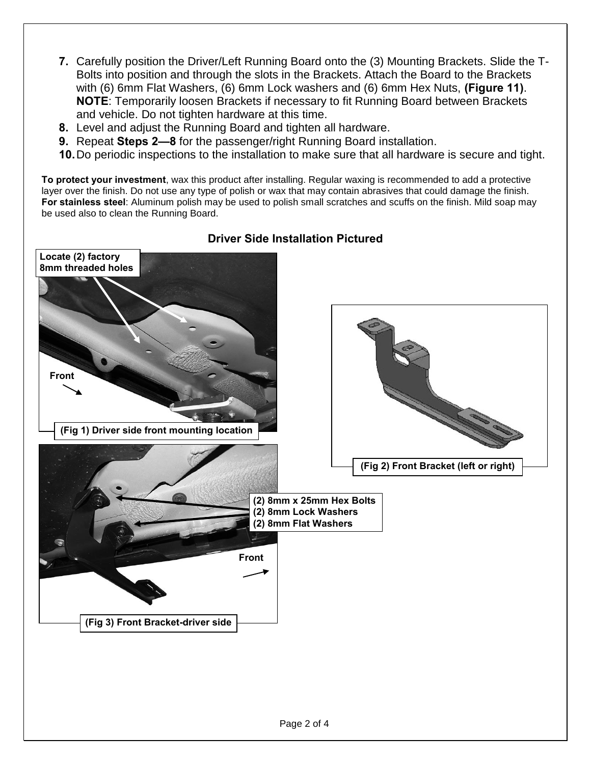7. Carefully position the Driver/Left Running Board onto the (3) Mounting Brackets. Slide the T-Bolts into position and through the slots in the Brackets. Attach the Board to the Brackets with (6) 6mm Flat Washers, (6) 6mm Lock washers and (6) 6mm Hex Nuts, **(Figure 11)**. **NOTE**: Temporarily loosen Brackets if necessary to fit Running Board between Brackets and vehicle. Do not tighten hardware at this time.
8. Level and adjust the Running Board and tighten all hardware.
9. Repeat **Steps 2—8** for the passenger/right Running Board installation.
10. Do periodic inspections to the installation to make sure that all hardware is secure and tight.

**To protect your investment**, wax this product after installing. Regular waxing is recommended to add a protective layer over the finish. Do not use any type of polish or wax that may contain abrasives that could damage the finish. **For stainless steel**: Aluminum polish may be used to polish small scratches and scuffs on the finish. Mild soap may be used also to clean the Running Board.

### Driver Side Installation Pictured

Locate (2) factory 8mm threaded holes

Front

(Fig 1) Driver side front mounting location

(Fig 2) Front Bracket (left or right)

(2) 8mm x 25mm Hex Bolts
(2) 8mm Lock Washers
(2) 8mm Flat Washers

Front

(Fig 3) Front Bracket-driver side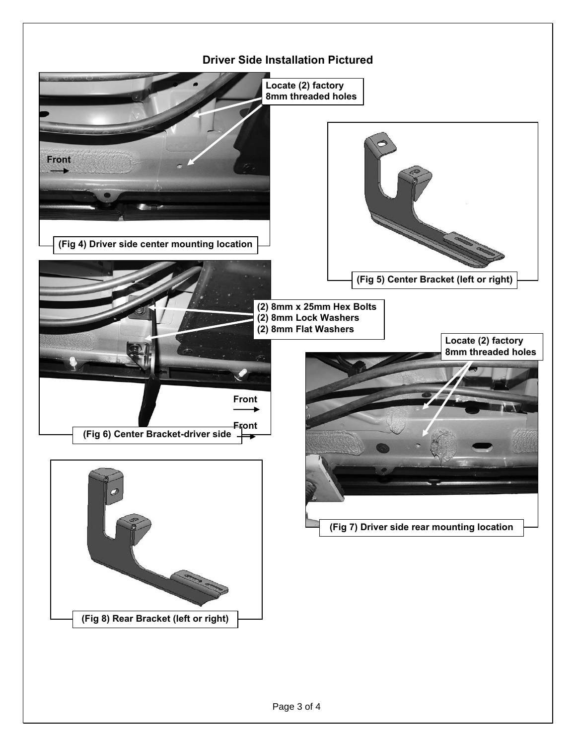## Driver Side Installation Pictured

Locate (2) factory 8mm threaded holes

Front

(Fig 4) Driver side center mounting location

(Fig 5) Center Bracket (left or right)

(2) 8mm x 25mm Hex Bolts
(2) 8mm Lock Washers
(2) 8mm Flat Washers

Front

Front

(Fig 6) Center Bracket-driver side

Locate (2) factory 8mm threaded holes

(Fig 7) Driver side rear mounting location

(Fig 8) Rear Bracket (left or right)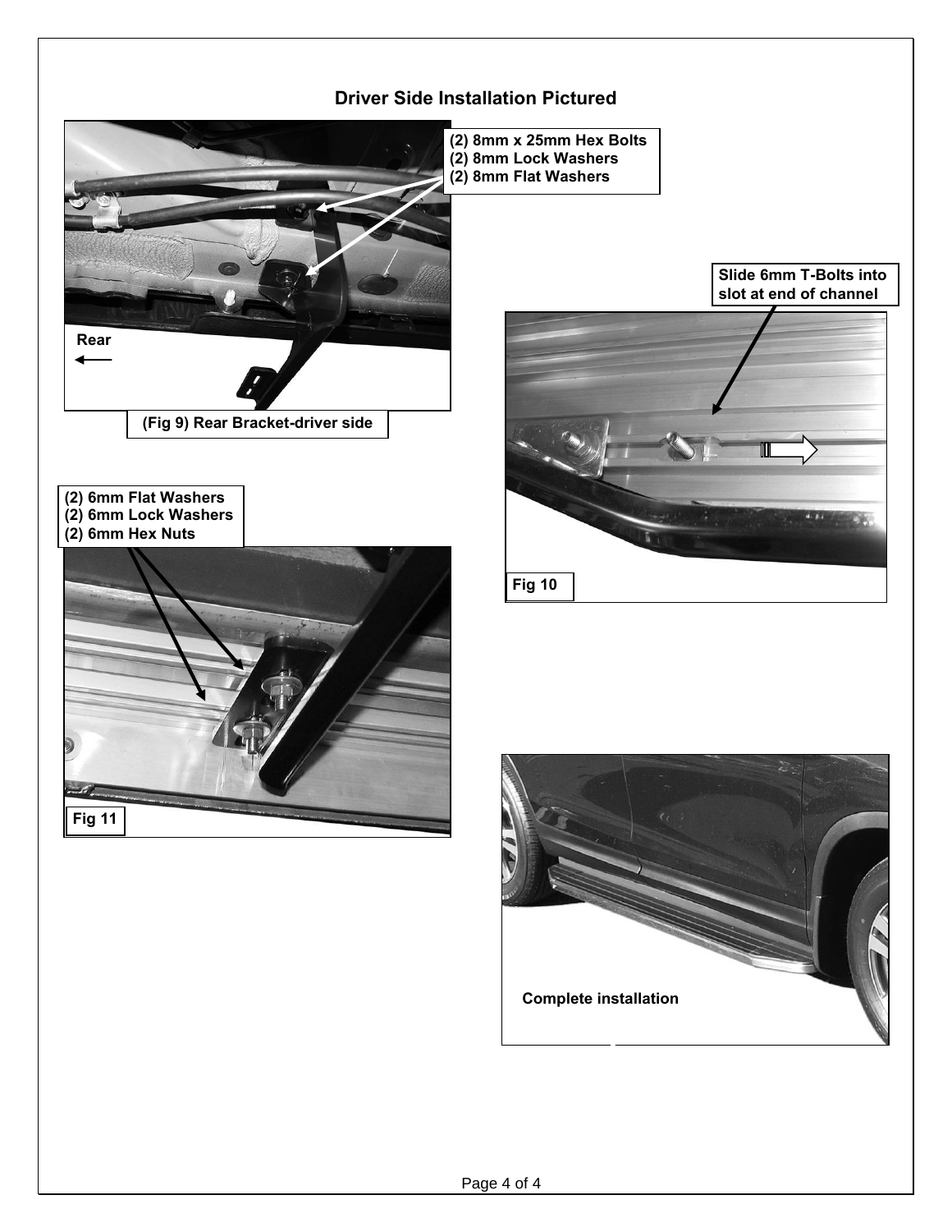## Driver Side Installation Pictured

(2) 8mm x 25mm Hex Bolts
(2) 8mm Lock Washers
(2) 8mm Flat Washers

Rear

(Fig 9) Rear Bracket-driver side

Slide 6mm T-Bolts into slot at end of channel

Fig 10

(2) 6mm Flat Washers
(2) 6mm Lock Washers
(2) 6mm Hex Nuts

Fig 11

Complete installation